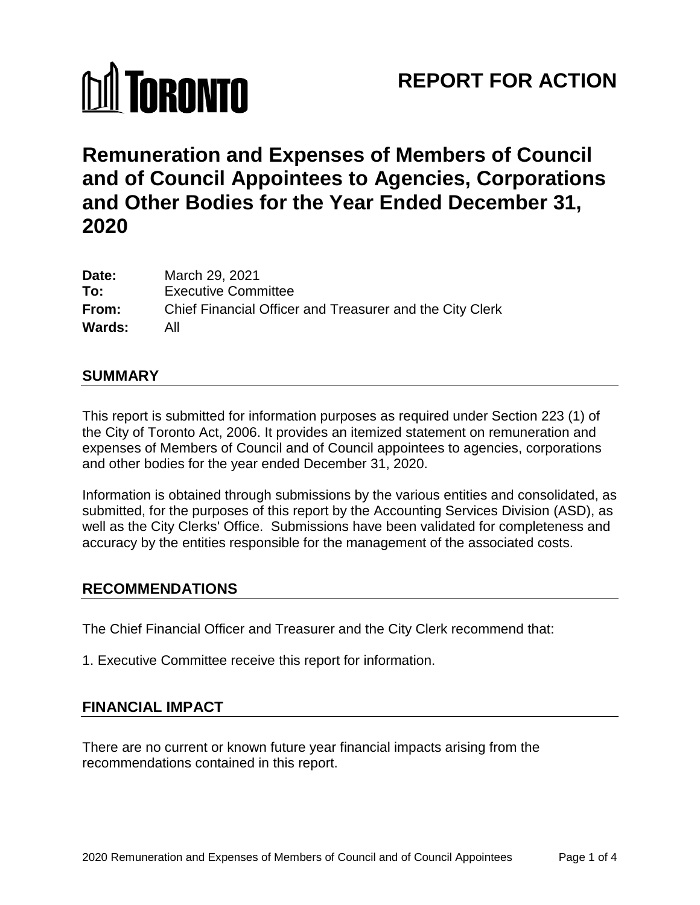TORONTO

# REPORT FOR ACTION

# Remuneration and Expenses of Members of Council and of Council Appointees to Agencies, Corporations and Other Bodies for the Year Ended December 31, 2020

**Date:** March 29, 2021
**To:** Executive Committee
**From:** Chief Financial Officer and Treasurer and the City Clerk
**Wards:** All

## SUMMARY

This report is submitted for information purposes as required under Section 223 (1) of the City of Toronto Act, 2006. It provides an itemized statement on remuneration and expenses of Members of Council and of Council appointees to agencies, corporations and other bodies for the year ended December 31, 2020.

Information is obtained through submissions by the various entities and consolidated, as submitted, for the purposes of this report by the Accounting Services Division (ASD), as well as the City Clerks' Office. Submissions have been validated for completeness and accuracy by the entities responsible for the management of the associated costs.

## RECOMMENDATIONS

The Chief Financial Officer and Treasurer and the City Clerk recommend that:

1. Executive Committee receive this report for information.

## FINANCIAL IMPACT

There are no current or known future year financial impacts arising from the recommendations contained in this report.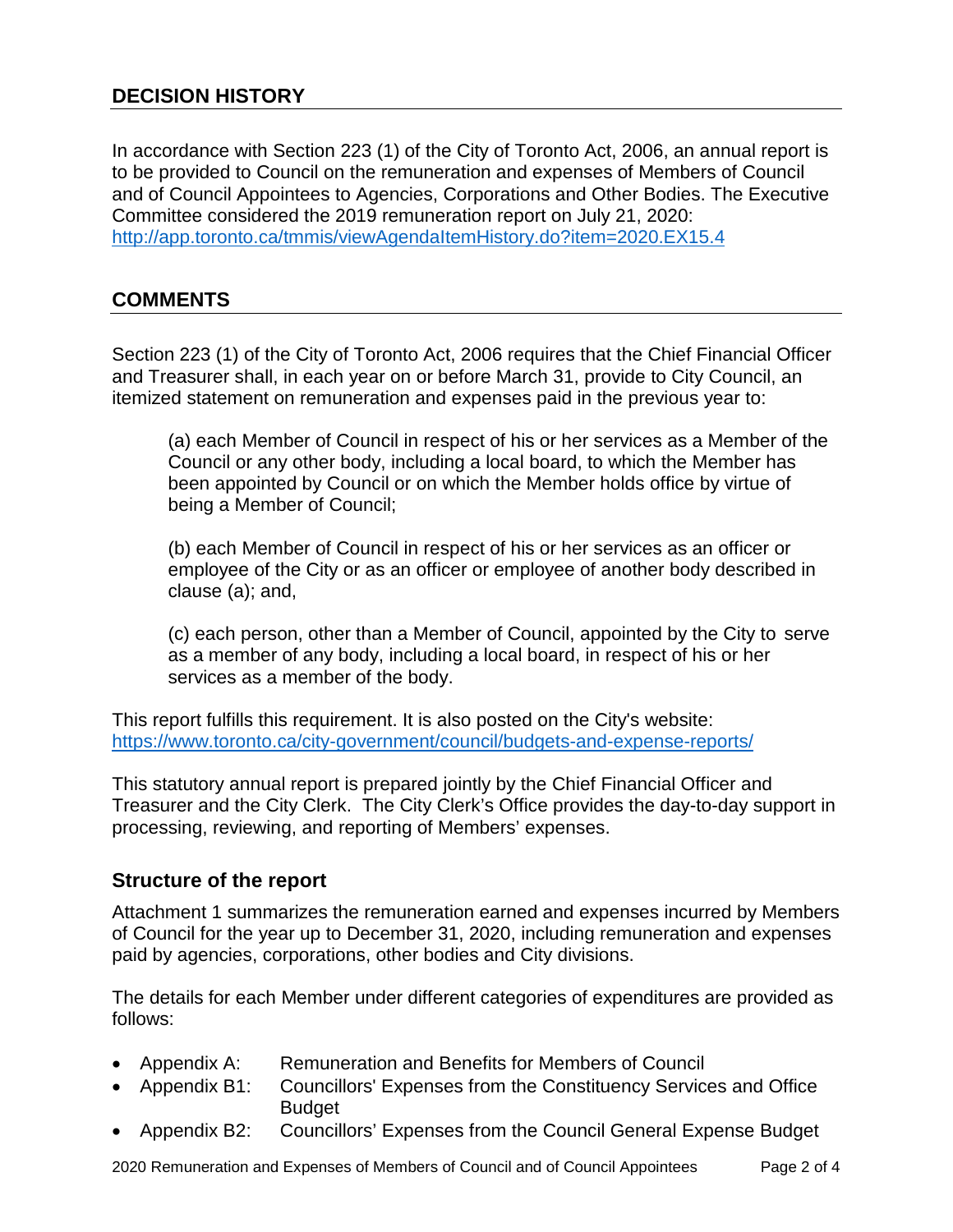## DECISION HISTORY

In accordance with Section 223 (1) of the City of Toronto Act, 2006, an annual report is to be provided to Council on the remuneration and expenses of Members of Council and of Council Appointees to Agencies, Corporations and Other Bodies. The Executive Committee considered the 2019 remuneration report on July 21, 2020: http://app.toronto.ca/tmmis/viewAgendaItemHistory.do?item=2020.EX15.4

## COMMENTS

Section 223 (1) of the City of Toronto Act, 2006 requires that the Chief Financial Officer and Treasurer shall, in each year on or before March 31, provide to City Council, an itemized statement on remuneration and expenses paid in the previous year to:

> (a) each Member of Council in respect of his or her services as a Member of the Council or any other body, including a local board, to which the Member has been appointed by Council or on which the Member holds office by virtue of being a Member of Council;
>
> (b) each Member of Council in respect of his or her services as an officer or employee of the City or as an officer or employee of another body described in clause (a); and,
>
> (c) each person, other than a Member of Council, appointed by the City to serve as a member of any body, including a local board, in respect of his or her services as a member of the body.

This report fulfills this requirement. It is also posted on the City's website: https://www.toronto.ca/city-government/council/budgets-and-expense-reports/

This statutory annual report is prepared jointly by the Chief Financial Officer and Treasurer and the City Clerk. The City Clerk's Office provides the day-to-day support in processing, reviewing, and reporting of Members' expenses.

### Structure of the report

Attachment 1 summarizes the remuneration earned and expenses incurred by Members of Council for the year up to December 31, 2020, including remuneration and expenses paid by agencies, corporations, other bodies and City divisions.

The details for each Member under different categories of expenditures are provided as follows:

- Appendix A: Remuneration and Benefits for Members of Council
- Appendix B1: Councillors' Expenses from the Constituency Services and Office Budget
- Appendix B2: Councillors' Expenses from the Council General Expense Budget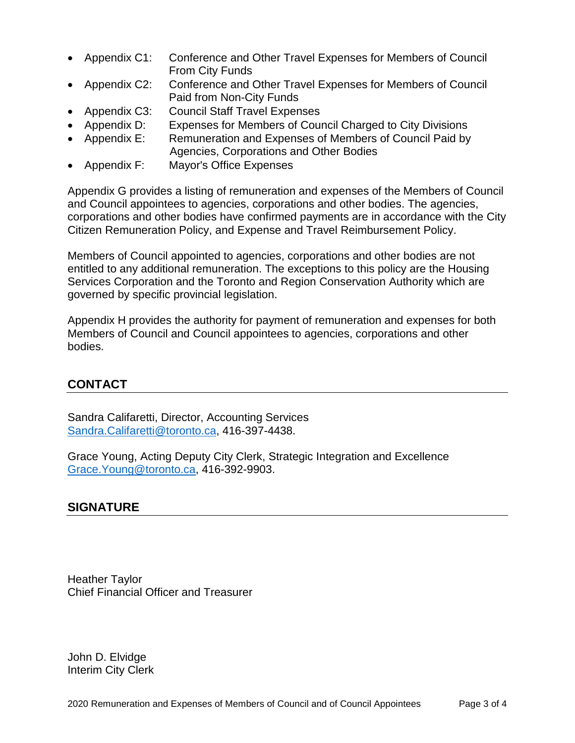- Appendix C1: Conference and Other Travel Expenses for Members of Council From City Funds
- Appendix C2: Conference and Other Travel Expenses for Members of Council Paid from Non-City Funds
- Appendix C3: Council Staff Travel Expenses
- Appendix D: Expenses for Members of Council Charged to City Divisions
- Appendix E: Remuneration and Expenses of Members of Council Paid by Agencies, Corporations and Other Bodies
- Appendix F: Mayor's Office Expenses

Appendix G provides a listing of remuneration and expenses of the Members of Council and Council appointees to agencies, corporations and other bodies. The agencies, corporations and other bodies have confirmed payments are in accordance with the City Citizen Remuneration Policy, and Expense and Travel Reimbursement Policy.

Members of Council appointed to agencies, corporations and other bodies are not entitled to any additional remuneration. The exceptions to this policy are the Housing Services Corporation and the Toronto and Region Conservation Authority which are governed by specific provincial legislation.

Appendix H provides the authority for payment of remuneration and expenses for both Members of Council and Council appointees to agencies, corporations and other bodies.

## CONTACT

Sandra Califaretti, Director, Accounting Services
Sandra.Califaretti@toronto.ca, 416-397-4438.

Grace Young, Acting Deputy City Clerk, Strategic Integration and Excellence
Grace.Young@toronto.ca, 416-392-9903.

## SIGNATURE

Heather Taylor
Chief Financial Officer and Treasurer

John D. Elvidge
Interim City Clerk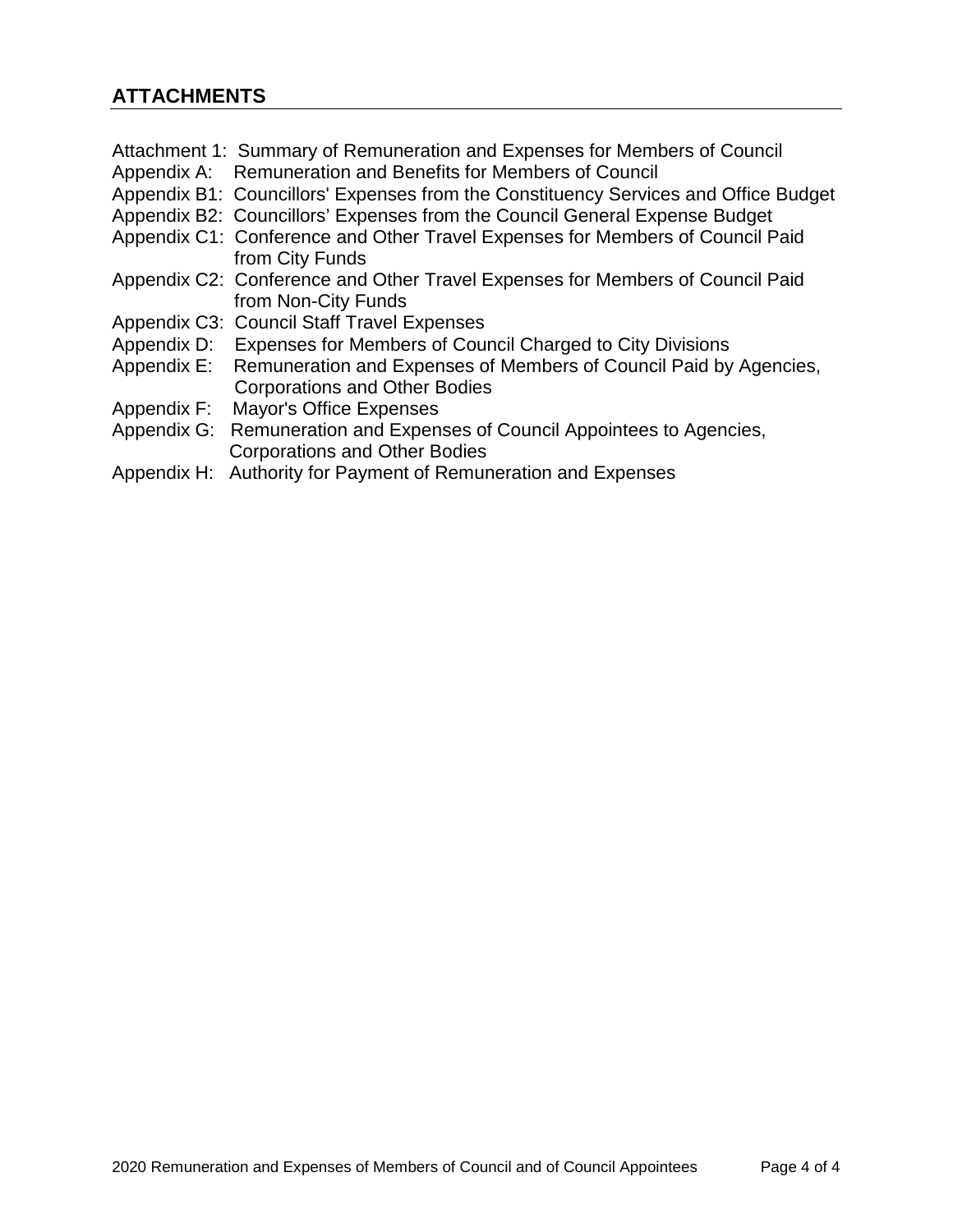## ATTACHMENTS

Attachment 1: Summary of Remuneration and Expenses for Members of Council
Appendix A: Remuneration and Benefits for Members of Council
Appendix B1: Councillors' Expenses from the Constituency Services and Office Budget
Appendix B2: Councillors' Expenses from the Council General Expense Budget
Appendix C1: Conference and Other Travel Expenses for Members of Council Paid from City Funds
Appendix C2: Conference and Other Travel Expenses for Members of Council Paid from Non-City Funds
Appendix C3: Council Staff Travel Expenses
Appendix D: Expenses for Members of Council Charged to City Divisions
Appendix E: Remuneration and Expenses of Members of Council Paid by Agencies, Corporations and Other Bodies
Appendix F: Mayor's Office Expenses
Appendix G: Remuneration and Expenses of Council Appointees to Agencies, Corporations and Other Bodies
Appendix H: Authority for Payment of Remuneration and Expenses